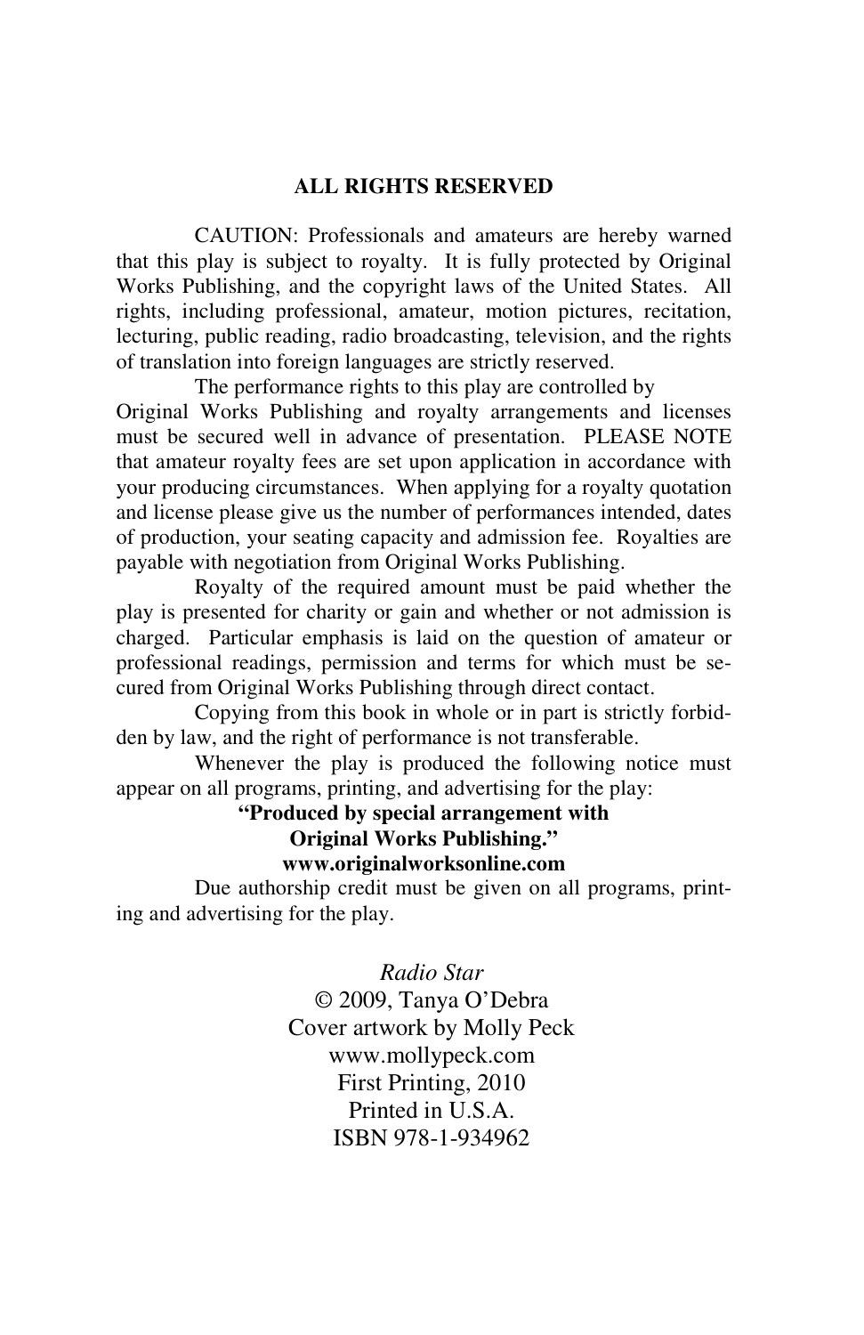**ALL RIGHTS RESERVED**

CAUTION: Professionals and amateurs are hereby warned that this play is subject to royalty. It is fully protected by Original Works Publishing, and the copyright laws of the United States. All rights, including professional, amateur, motion pictures, recitation, lecturing, public reading, radio broadcasting, television, and the rights of translation into foreign languages are strictly reserved.

The performance rights to this play are controlled by Original Works Publishing and royalty arrangements and licenses must be secured well in advance of presentation. PLEASE NOTE that amateur royalty fees are set upon application in accordance with your producing circumstances. When applying for a royalty quotation and license please give us the number of performances intended, dates of production, your seating capacity and admission fee. Royalties are payable with negotiation from Original Works Publishing.

Royalty of the required amount must be paid whether the play is presented for charity or gain and whether or not admission is charged. Particular emphasis is laid on the question of amateur or professional readings, permission and terms for which must be secured from Original Works Publishing through direct contact.

Copying from this book in whole or in part is strictly forbidden by law, and the right of performance is not transferable.

Whenever the play is produced the following notice must appear on all programs, printing, and advertising for the play:

**"Produced by special arrangement with Original Works Publishing."**
**www.originalworksonline.com**

Due authorship credit must be given on all programs, printing and advertising for the play.

*Radio Star*
© 2009, Tanya O'Debra
Cover artwork by Molly Peck
www.mollypeck.com
First Printing, 2010
Printed in U.S.A.
ISBN 978-1-934962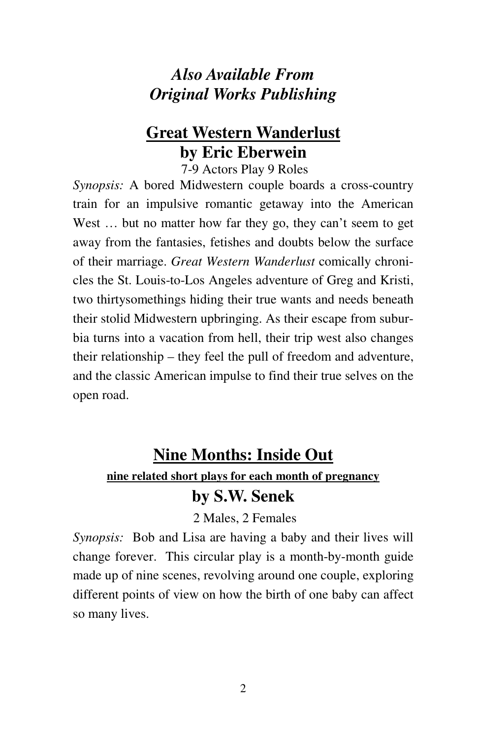## *Also Available From Original Works Publishing*

## **Great Western Wanderlust**
## **by Eric Eberwein**

7-9 Actors Play 9 Roles

*Synopsis:* A bored Midwestern couple boards a cross-country train for an impulsive romantic getaway into the American West … but no matter how far they go, they can't seem to get away from the fantasies, fetishes and doubts below the surface of their marriage. *Great Western Wanderlust* comically chronicles the St. Louis-to-Los Angeles adventure of Greg and Kristi, two thirtysomethings hiding their true wants and needs beneath their stolid Midwestern upbringing. As their escape from suburbia turns into a vacation from hell, their trip west also changes their relationship – they feel the pull of freedom and adventure, and the classic American impulse to find their true selves on the open road.

## **Nine Months: Inside Out**

**nine related short plays for each month of pregnancy**

## **by S.W. Senek**

2 Males, 2 Females

*Synopsis:* Bob and Lisa are having a baby and their lives will change forever. This circular play is a month-by-month guide made up of nine scenes, revolving around one couple, exploring different points of view on how the birth of one baby can affect so many lives.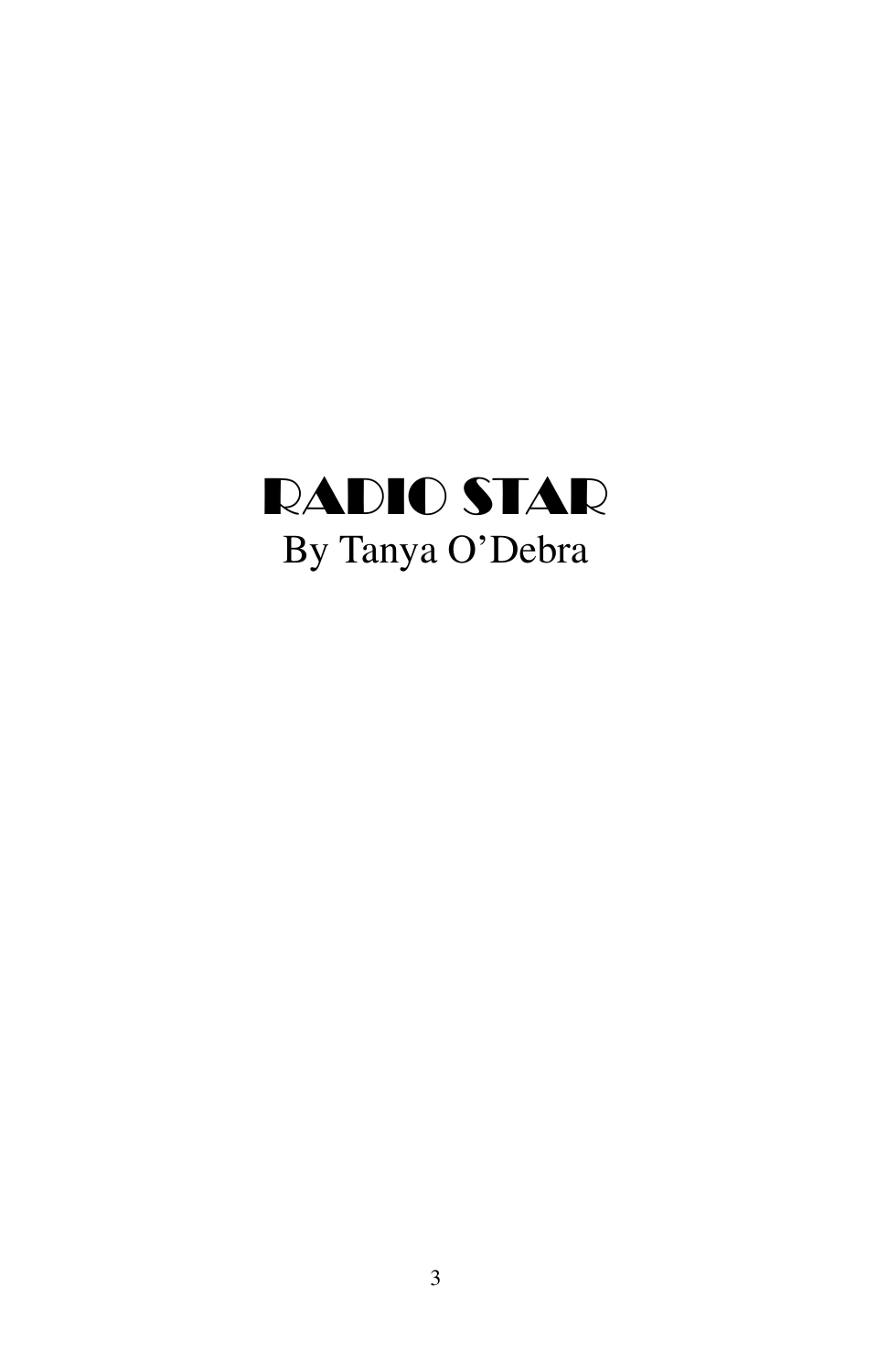# RADIO STAR

By Tanya O'Debra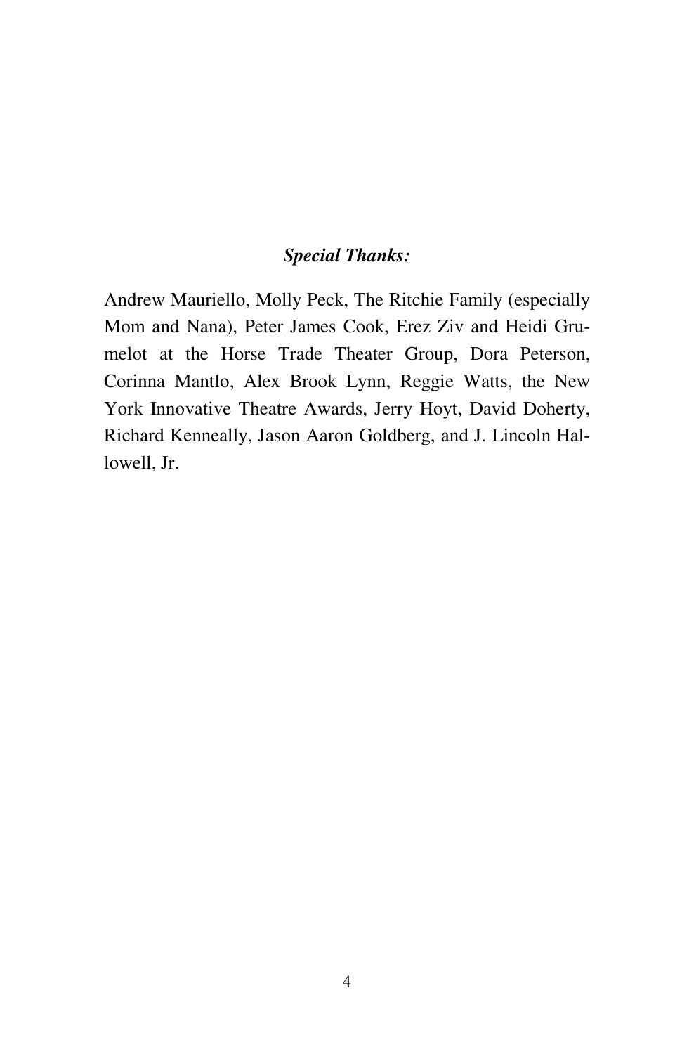***Special Thanks:***

Andrew Mauriello, Molly Peck, The Ritchie Family (especially Mom and Nana), Peter James Cook, Erez Ziv and Heidi Grumelot at the Horse Trade Theater Group, Dora Peterson, Corinna Mantlo, Alex Brook Lynn, Reggie Watts, the New York Innovative Theatre Awards, Jerry Hoyt, David Doherty, Richard Kenneally, Jason Aaron Goldberg, and J. Lincoln Hallowell, Jr.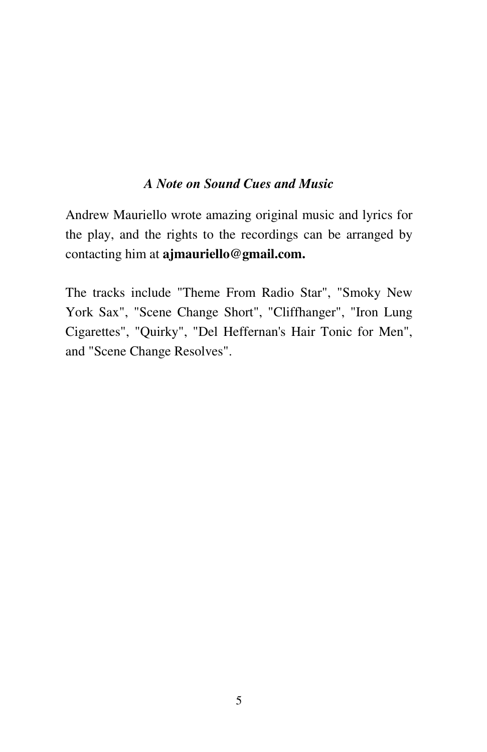### *A Note on Sound Cues and Music*

Andrew Mauriello wrote amazing original music and lyrics for the play, and the rights to the recordings can be arranged by contacting him at **ajmauriello@gmail.com.**

The tracks include "Theme From Radio Star", "Smoky New York Sax", "Scene Change Short", "Cliffhanger", "Iron Lung Cigarettes", "Quirky", "Del Heffernan's Hair Tonic for Men", and "Scene Change Resolves".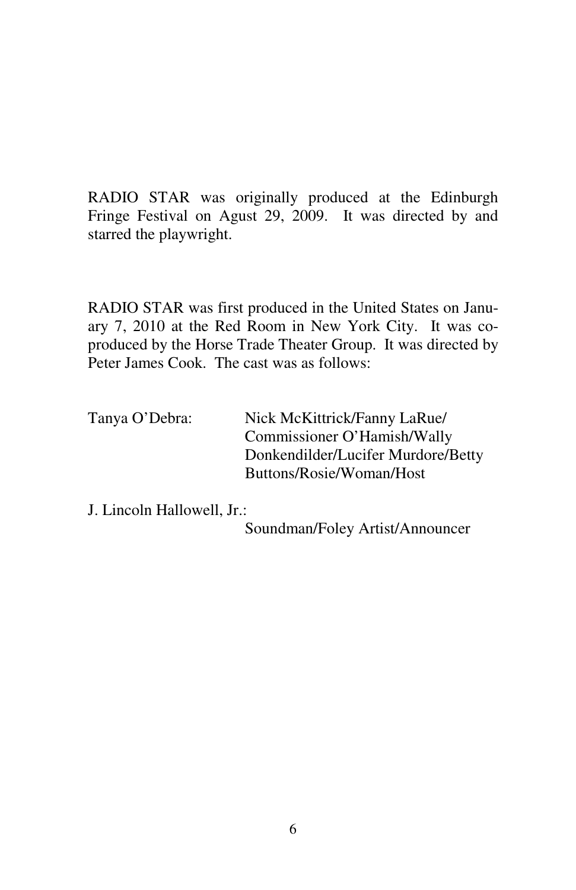RADIO STAR was originally produced at the Edinburgh Fringe Festival on Agust 29, 2009. It was directed by and starred the playwright.

RADIO STAR was first produced in the United States on January 7, 2010 at the Red Room in New York City. It was co-produced by the Horse Trade Theater Group. It was directed by Peter James Cook. The cast was as follows:

Tanya O'Debra: Nick McKittrick/Fanny LaRue/Commissioner O'Hamish/Wally Donkendilder/Lucifer Murdore/Betty Buttons/Rosie/Woman/Host

J. Lincoln Hallowell, Jr.: Soundman/Foley Artist/Announcer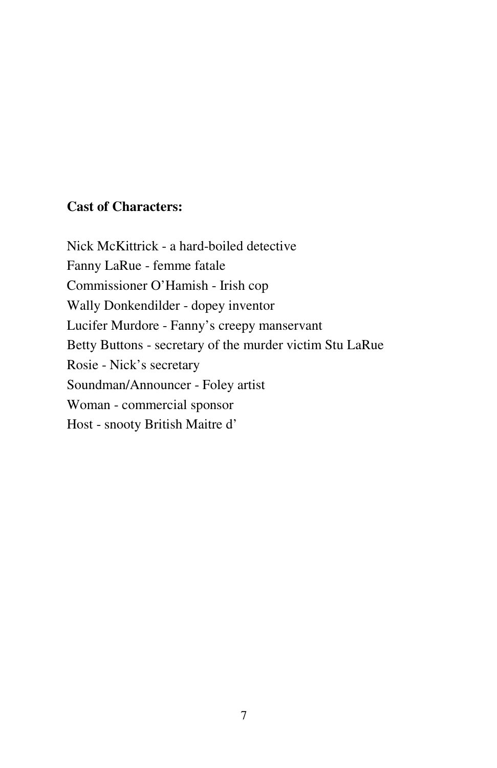**Cast of Characters:**

Nick McKittrick - a hard-boiled detective
Fanny LaRue - femme fatale
Commissioner O'Hamish - Irish cop
Wally Donkendilder - dopey inventor
Lucifer Murdore - Fanny's creepy manservant
Betty Buttons - secretary of the murder victim Stu LaRue
Rosie - Nick's secretary
Soundman/Announcer - Foley artist
Woman - commercial sponsor
Host - snooty British Maitre d'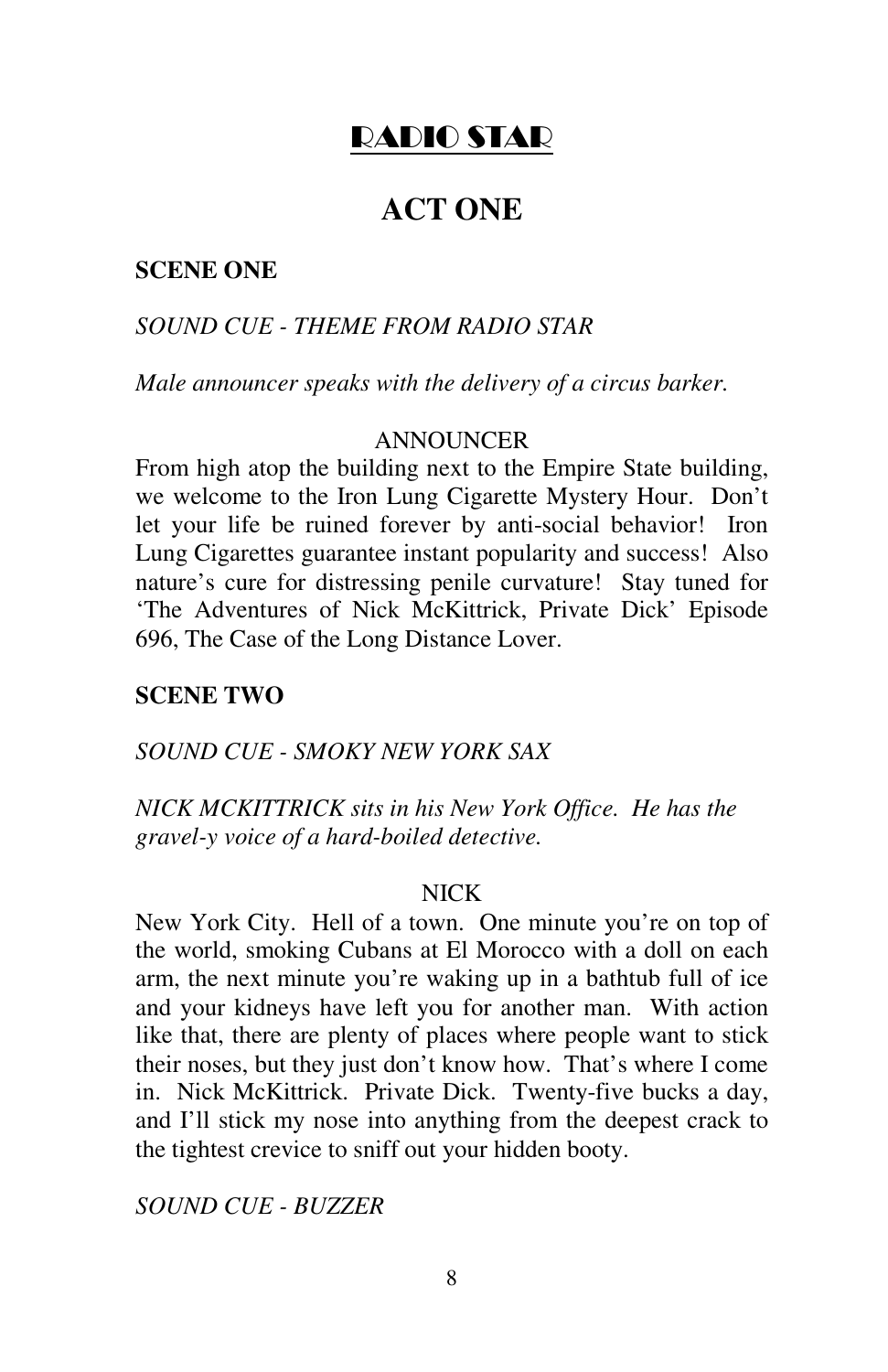# <u>RADIO STAR</u>

## ACT ONE

**SCENE ONE**

*SOUND CUE - THEME FROM RADIO STAR*

*Male announcer speaks with the delivery of a circus barker.*

ANNOUNCER

From high atop the building next to the Empire State building, we welcome to the Iron Lung Cigarette Mystery Hour. Don't let your life be ruined forever by anti-social behavior! Iron Lung Cigarettes guarantee instant popularity and success! Also nature's cure for distressing penile curvature! Stay tuned for 'The Adventures of Nick McKittrick, Private Dick' Episode 696, The Case of the Long Distance Lover.

**SCENE TWO**

*SOUND CUE - SMOKY NEW YORK SAX*

*NICK MCKITTRICK sits in his New York Office. He has the gravel-y voice of a hard-boiled detective.*

NICK

New York City. Hell of a town. One minute you're on top of the world, smoking Cubans at El Morocco with a doll on each arm, the next minute you're waking up in a bathtub full of ice and your kidneys have left you for another man. With action like that, there are plenty of places where people want to stick their noses, but they just don't know how. That's where I come in. Nick McKittrick. Private Dick. Twenty-five bucks a day, and I'll stick my nose into anything from the deepest crack to the tightest crevice to sniff out your hidden booty.

*SOUND CUE - BUZZER*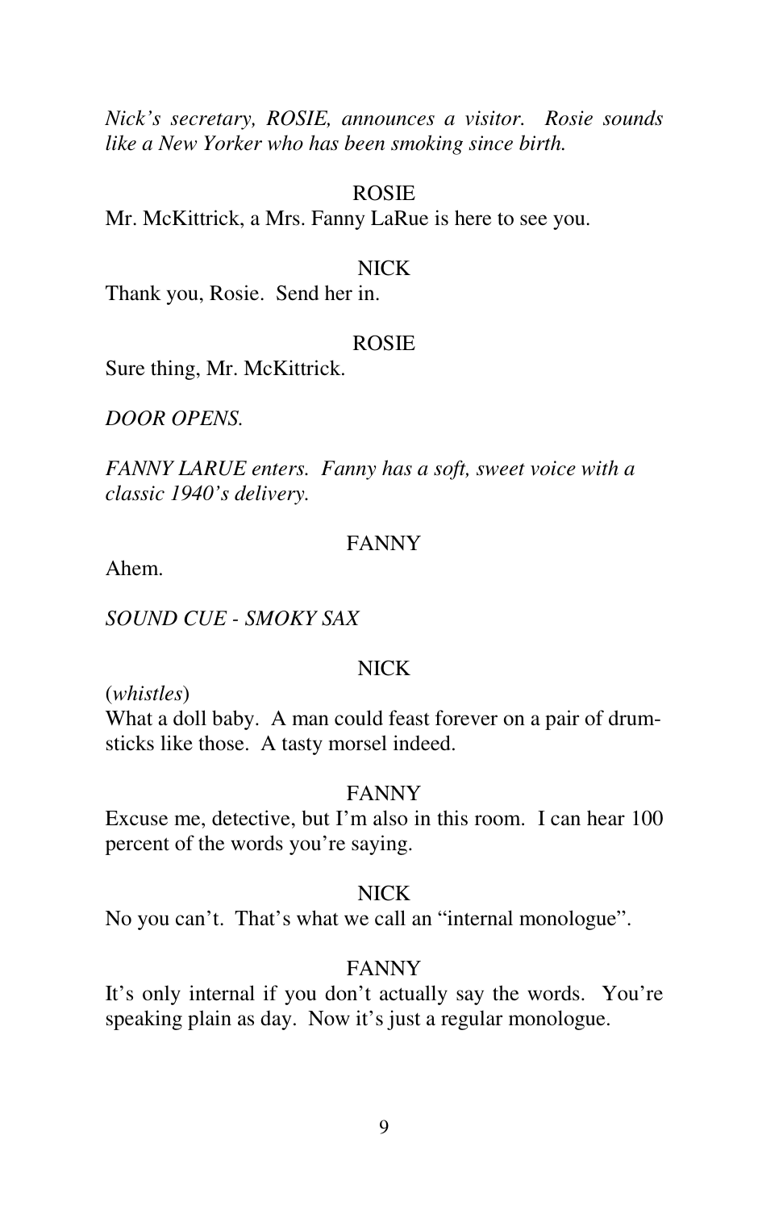*Nick's secretary, ROSIE, announces a visitor. Rosie sounds like a New Yorker who has been smoking since birth.*

ROSIE

Mr. McKittrick, a Mrs. Fanny LaRue is here to see you.

NICK

Thank you, Rosie. Send her in.

ROSIE

Sure thing, Mr. McKittrick.

*DOOR OPENS.*

*FANNY LARUE enters. Fanny has a soft, sweet voice with a classic 1940's delivery.*

FANNY

Ahem.

*SOUND CUE - SMOKY SAX*

NICK

(*whistles*)
What a doll baby. A man could feast forever on a pair of drumsticks like those. A tasty morsel indeed.

FANNY

Excuse me, detective, but I'm also in this room. I can hear 100 percent of the words you're saying.

NICK

No you can't. That's what we call an "internal monologue".

FANNY

It's only internal if you don't actually say the words. You're speaking plain as day. Now it's just a regular monologue.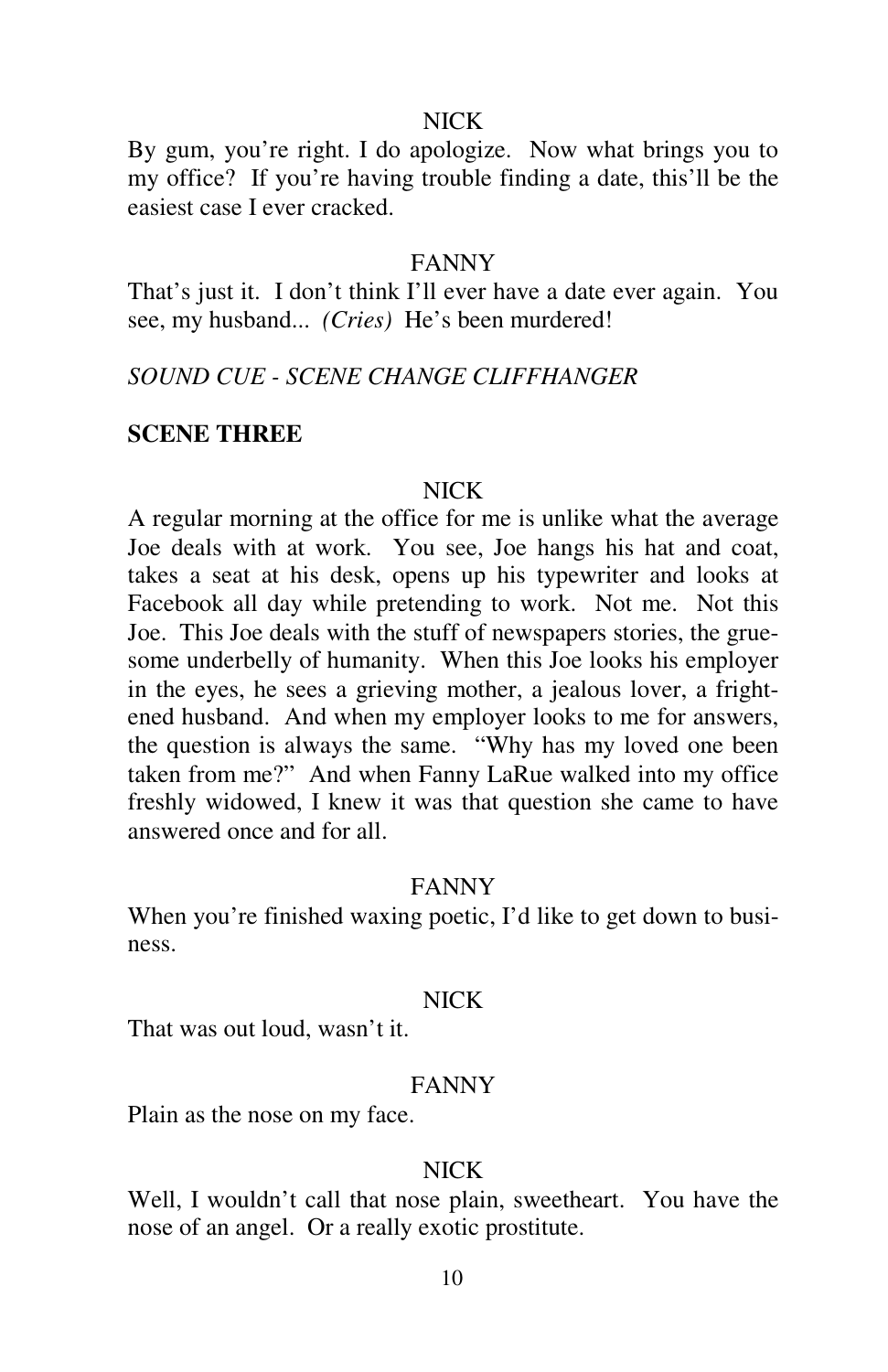NICK

By gum, you're right. I do apologize. Now what brings you to my office? If you're having trouble finding a date, this'll be the easiest case I ever cracked.

FANNY

That's just it. I don't think I'll ever have a date ever again. You see, my husband... *(Cries)* He's been murdered!

*SOUND CUE - SCENE CHANGE CLIFFHANGER*

**SCENE THREE**

NICK

A regular morning at the office for me is unlike what the average Joe deals with at work. You see, Joe hangs his hat and coat, takes a seat at his desk, opens up his typewriter and looks at Facebook all day while pretending to work. Not me. Not this Joe. This Joe deals with the stuff of newspapers stories, the gruesome underbelly of humanity. When this Joe looks his employer in the eyes, he sees a grieving mother, a jealous lover, a frightened husband. And when my employer looks to me for answers, the question is always the same. "Why has my loved one been taken from me?" And when Fanny LaRue walked into my office freshly widowed, I knew it was that question she came to have answered once and for all.

FANNY

When you're finished waxing poetic, I'd like to get down to business.

NICK

That was out loud, wasn't it.

FANNY

Plain as the nose on my face.

NICK

Well, I wouldn't call that nose plain, sweetheart. You have the nose of an angel. Or a really exotic prostitute.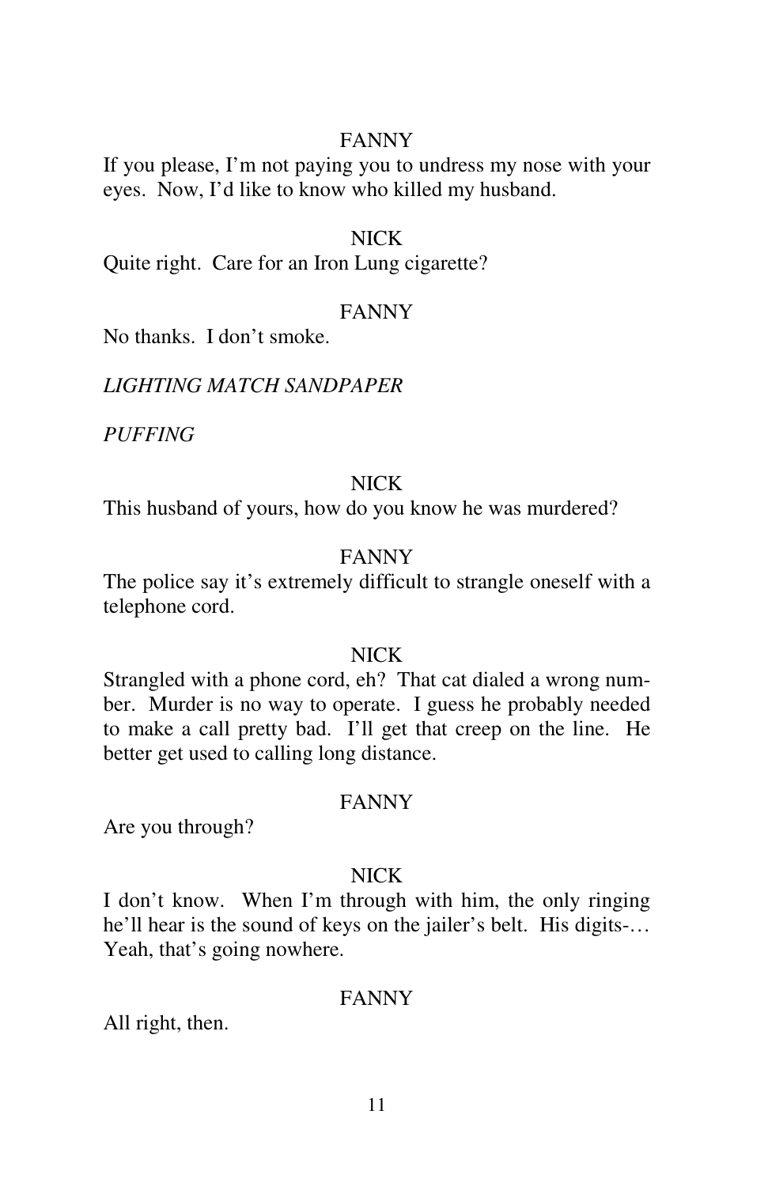FANNY

If you please, I'm not paying you to undress my nose with your eyes. Now, I'd like to know who killed my husband.

NICK

Quite right. Care for an Iron Lung cigarette?

FANNY

No thanks. I don't smoke.

*LIGHTING MATCH SANDPAPER*

*PUFFING*

NICK

This husband of yours, how do you know he was murdered?

FANNY

The police say it's extremely difficult to strangle oneself with a telephone cord.

NICK

Strangled with a phone cord, eh? That cat dialed a wrong number. Murder is no way to operate. I guess he probably needed to make a call pretty bad. I'll get that creep on the line. He better get used to calling long distance.

FANNY

Are you through?

NICK

I don't know. When I'm through with him, the only ringing he'll hear is the sound of keys on the jailer's belt. His digits-… Yeah, that's going nowhere.

FANNY

All right, then.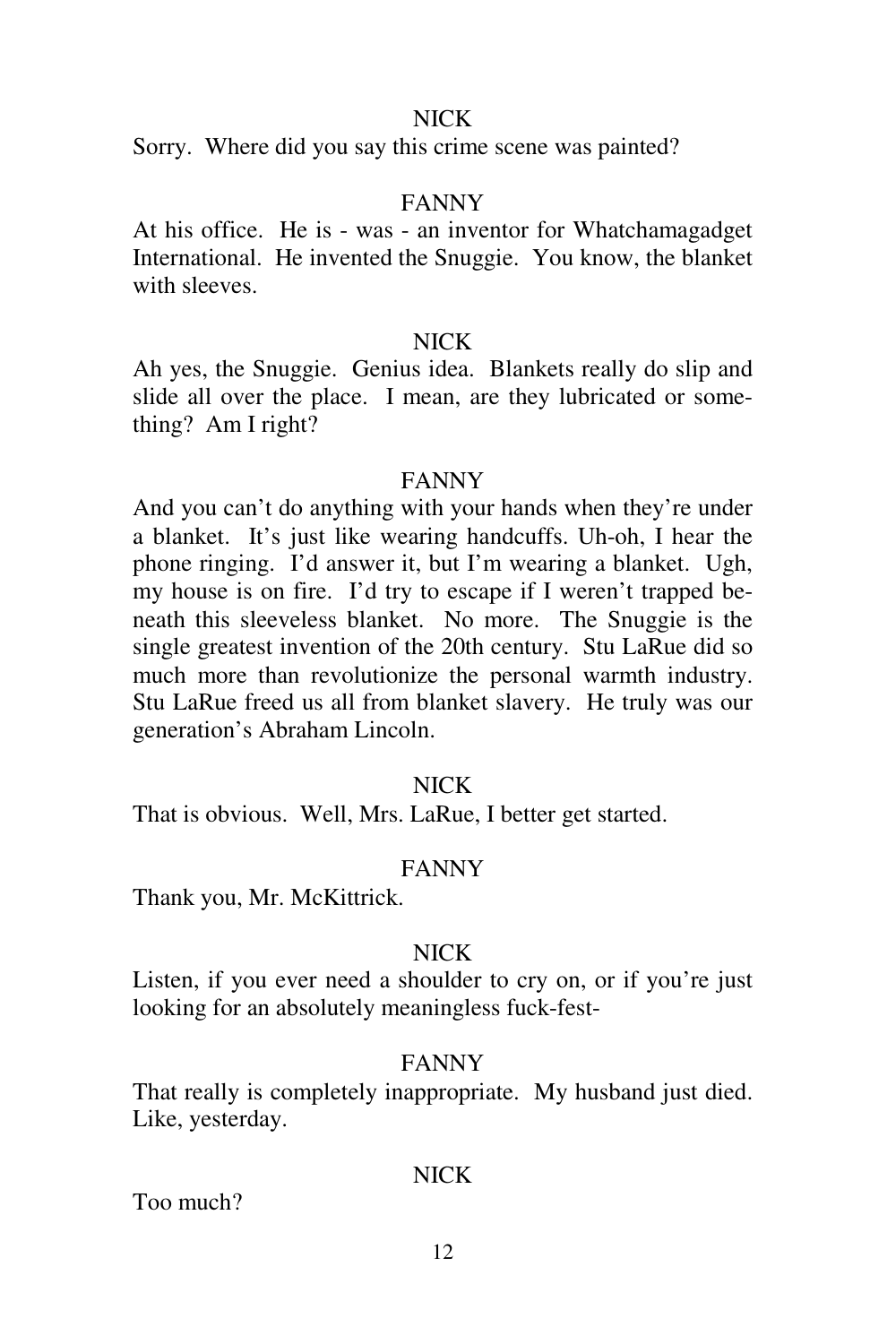NICK

Sorry. Where did you say this crime scene was painted?

FANNY

At his office. He is - was - an inventor for Whatchamagadget International. He invented the Snuggie. You know, the blanket with sleeves.

NICK

Ah yes, the Snuggie. Genius idea. Blankets really do slip and slide all over the place. I mean, are they lubricated or something? Am I right?

FANNY

And you can't do anything with your hands when they're under a blanket. It's just like wearing handcuffs. Uh-oh, I hear the phone ringing. I'd answer it, but I'm wearing a blanket. Ugh, my house is on fire. I'd try to escape if I weren't trapped beneath this sleeveless blanket. No more. The Snuggie is the single greatest invention of the 20th century. Stu LaRue did so much more than revolutionize the personal warmth industry. Stu LaRue freed us all from blanket slavery. He truly was our generation's Abraham Lincoln.

NICK

That is obvious. Well, Mrs. LaRue, I better get started.

FANNY

Thank you, Mr. McKittrick.

NICK

Listen, if you ever need a shoulder to cry on, or if you're just looking for an absolutely meaningless fuck-fest-

FANNY

That really is completely inappropriate. My husband just died. Like, yesterday.

NICK

Too much?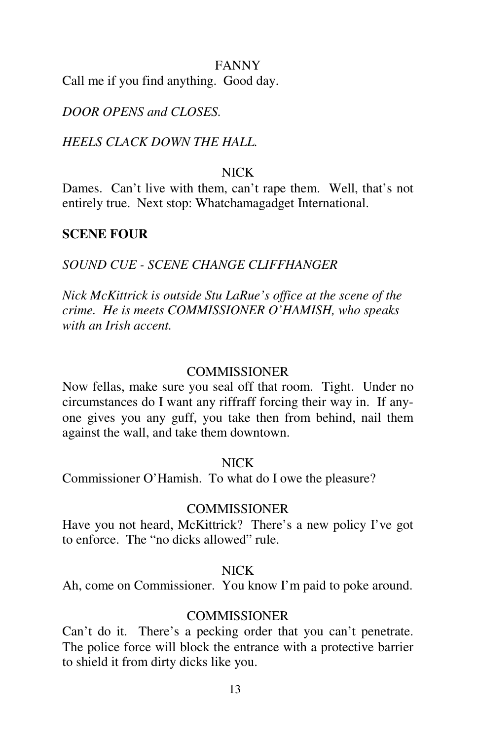FANNY

Call me if you find anything. Good day.

*DOOR OPENS and CLOSES.*

*HEELS CLACK DOWN THE HALL.*

NICK

Dames. Can't live with them, can't rape them. Well, that's not entirely true. Next stop: Whatchamagadget International.

**SCENE FOUR**

*SOUND CUE - SCENE CHANGE CLIFFHANGER*

*Nick McKittrick is outside Stu LaRue's office at the scene of the crime. He is meets COMMISSIONER O'HAMISH, who speaks with an Irish accent.*

COMMISSIONER

Now fellas, make sure you seal off that room. Tight. Under no circumstances do I want any riffraff forcing their way in. If any-one gives you any guff, you take then from behind, nail them against the wall, and take them downtown.

NICK

Commissioner O'Hamish. To what do I owe the pleasure?

COMMISSIONER

Have you not heard, McKittrick? There's a new policy I've got to enforce. The "no dicks allowed" rule.

NICK

Ah, come on Commissioner. You know I'm paid to poke around.

COMMISSIONER

Can't do it. There's a pecking order that you can't penetrate. The police force will block the entrance with a protective barrier to shield it from dirty dicks like you.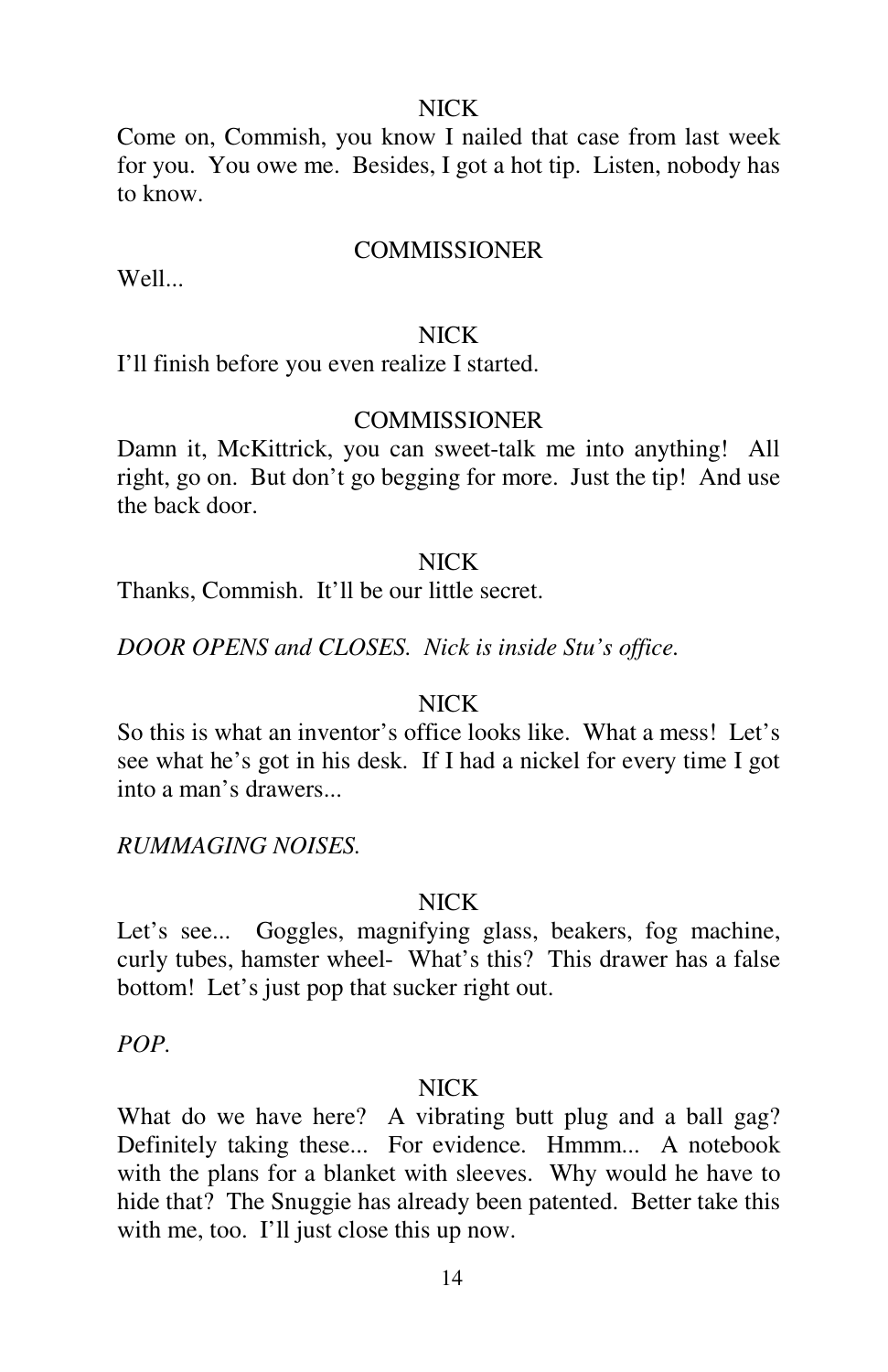NICK

Come on, Commish, you know I nailed that case from last week for you. You owe me. Besides, I got a hot tip. Listen, nobody has to know.

COMMISSIONER

Well...

NICK

I'll finish before you even realize I started.

COMMISSIONER

Damn it, McKittrick, you can sweet-talk me into anything! All right, go on. But don't go begging for more. Just the tip! And use the back door.

NICK

Thanks, Commish. It'll be our little secret.

*DOOR OPENS and CLOSES. Nick is inside Stu's office.*

NICK

So this is what an inventor's office looks like. What a mess! Let's see what he's got in his desk. If I had a nickel for every time I got into a man's drawers...

*RUMMAGING NOISES.*

NICK

Let's see... Goggles, magnifying glass, beakers, fog machine, curly tubes, hamster wheel- What's this? This drawer has a false bottom! Let's just pop that sucker right out.

*POP.*

NICK

What do we have here? A vibrating butt plug and a ball gag? Definitely taking these... For evidence. Hmmm... A notebook with the plans for a blanket with sleeves. Why would he have to hide that? The Snuggie has already been patented. Better take this with me, too. I'll just close this up now.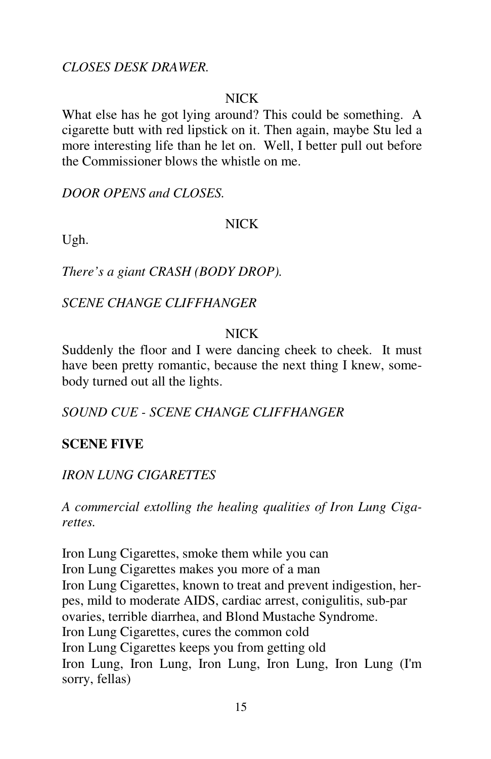*CLOSES DESK DRAWER.*

NICK

What else has he got lying around? This could be something. A cigarette butt with red lipstick on it. Then again, maybe Stu led a more interesting life than he let on. Well, I better pull out before the Commissioner blows the whistle on me.

*DOOR OPENS and CLOSES.*

NICK

Ugh.

*There's a giant CRASH (BODY DROP).*

*SCENE CHANGE CLIFFHANGER*

NICK

Suddenly the floor and I were dancing cheek to cheek. It must have been pretty romantic, because the next thing I knew, somebody turned out all the lights.

*SOUND CUE - SCENE CHANGE CLIFFHANGER*

**SCENE FIVE**

*IRON LUNG CIGARETTES*

*A commercial extolling the healing qualities of Iron Lung Cigarettes.*

Iron Lung Cigarettes, smoke them while you can
Iron Lung Cigarettes makes you more of a man
Iron Lung Cigarettes, known to treat and prevent indigestion, herpes, mild to moderate AIDS, cardiac arrest, conigulitis, sub-par ovaries, terrible diarrhea, and Blond Mustache Syndrome.
Iron Lung Cigarettes, cures the common cold
Iron Lung Cigarettes keeps you from getting old
Iron Lung, Iron Lung, Iron Lung, Iron Lung, Iron Lung (I'm sorry, fellas)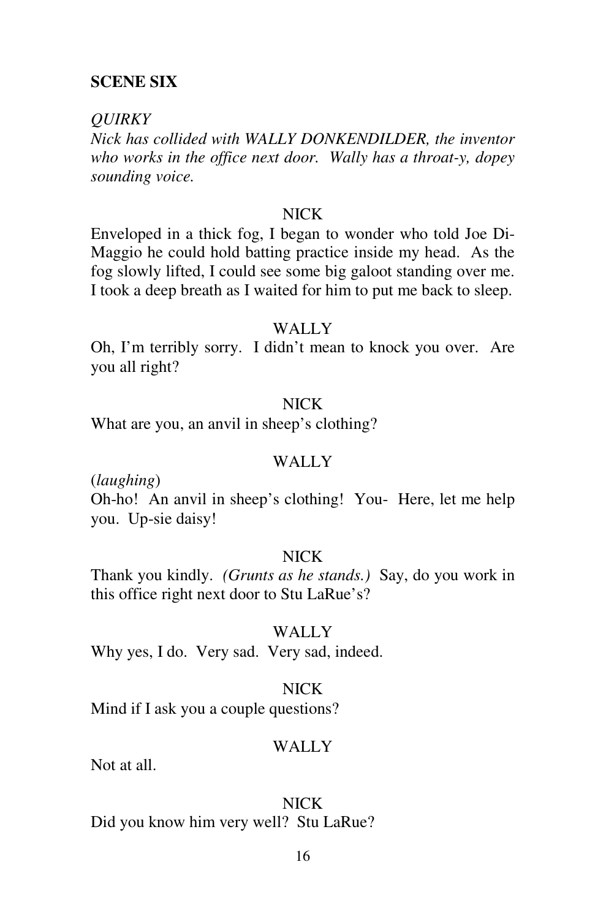**SCENE SIX**

*QUIRKY*
*Nick has collided with WALLY DONKENDILDER, the inventor who works in the office next door. Wally has a throat-y, dopey sounding voice.*

NICK

Enveloped in a thick fog, I began to wonder who told Joe DiMaggio he could hold batting practice inside my head. As the fog slowly lifted, I could see some big galoot standing over me. I took a deep breath as I waited for him to put me back to sleep.

WALLY

Oh, I'm terribly sorry. I didn't mean to knock you over. Are you all right?

NICK

What are you, an anvil in sheep's clothing?

WALLY

(*laughing*)
Oh-ho! An anvil in sheep's clothing! You- Here, let me help you. Up-sie daisy!

NICK

Thank you kindly. *(Grunts as he stands.)* Say, do you work in this office right next door to Stu LaRue's?

WALLY

Why yes, I do. Very sad. Very sad, indeed.

NICK

Mind if I ask you a couple questions?

WALLY

Not at all.

NICK

Did you know him very well? Stu LaRue?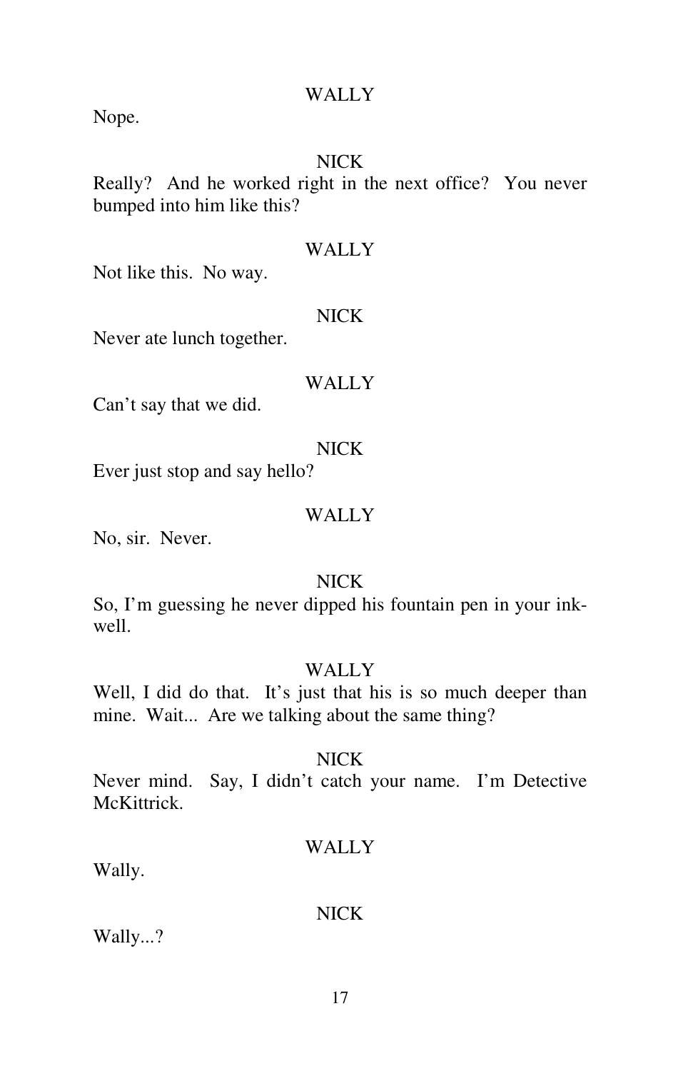WALLY

Nope.

NICK

Really? And he worked right in the next office? You never bumped into him like this?

WALLY

Not like this. No way.

NICK

Never ate lunch together.

WALLY

Can't say that we did.

NICK

Ever just stop and say hello?

WALLY

No, sir. Never.

NICK

So, I'm guessing he never dipped his fountain pen in your ink-well.

WALLY

Well, I did do that. It's just that his is so much deeper than mine. Wait... Are we talking about the same thing?

NICK

Never mind. Say, I didn't catch your name. I'm Detective McKittrick.

WALLY

Wally.

NICK

Wally...?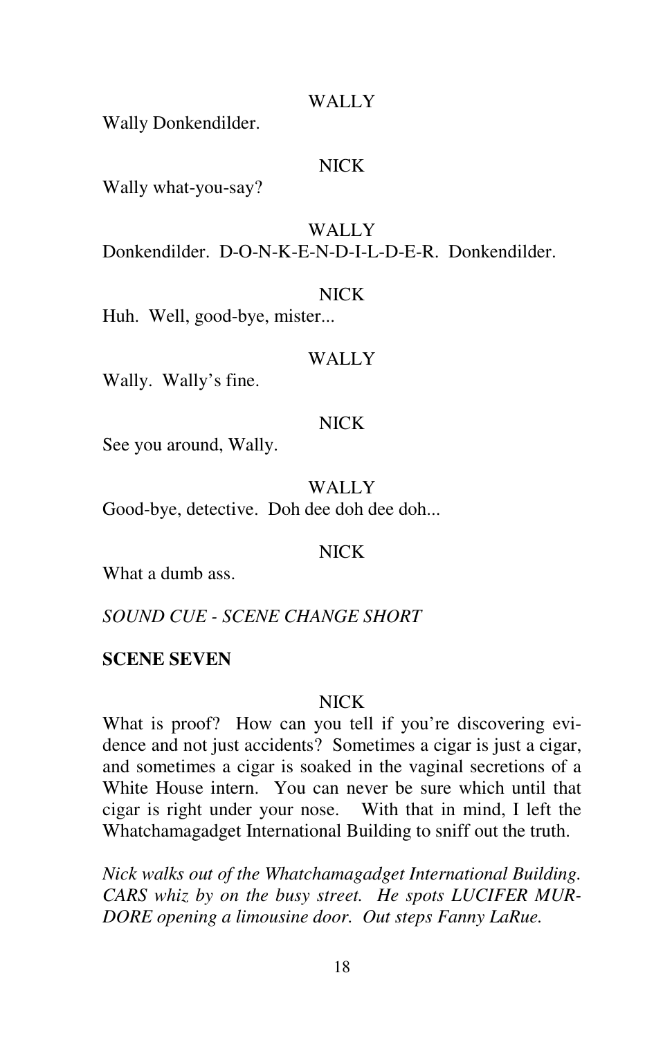WALLY

Wally Donkendilder.

NICK

Wally what-you-say?

WALLY

Donkendilder. D-O-N-K-E-N-D-I-L-D-E-R. Donkendilder.

NICK

Huh. Well, good-bye, mister...

WALLY

Wally. Wally's fine.

NICK

See you around, Wally.

WALLY

Good-bye, detective. Doh dee doh dee doh...

NICK

What a dumb ass.

*SOUND CUE - SCENE CHANGE SHORT*

**SCENE SEVEN**

NICK

What is proof? How can you tell if you're discovering evidence and not just accidents? Sometimes a cigar is just a cigar, and sometimes a cigar is soaked in the vaginal secretions of a White House intern. You can never be sure which until that cigar is right under your nose. With that in mind, I left the Whatchamagadget International Building to sniff out the truth.

*Nick walks out of the Whatchamagadget International Building. CARS whiz by on the busy street. He spots LUCIFER MURDORE opening a limousine door. Out steps Fanny LaRue.*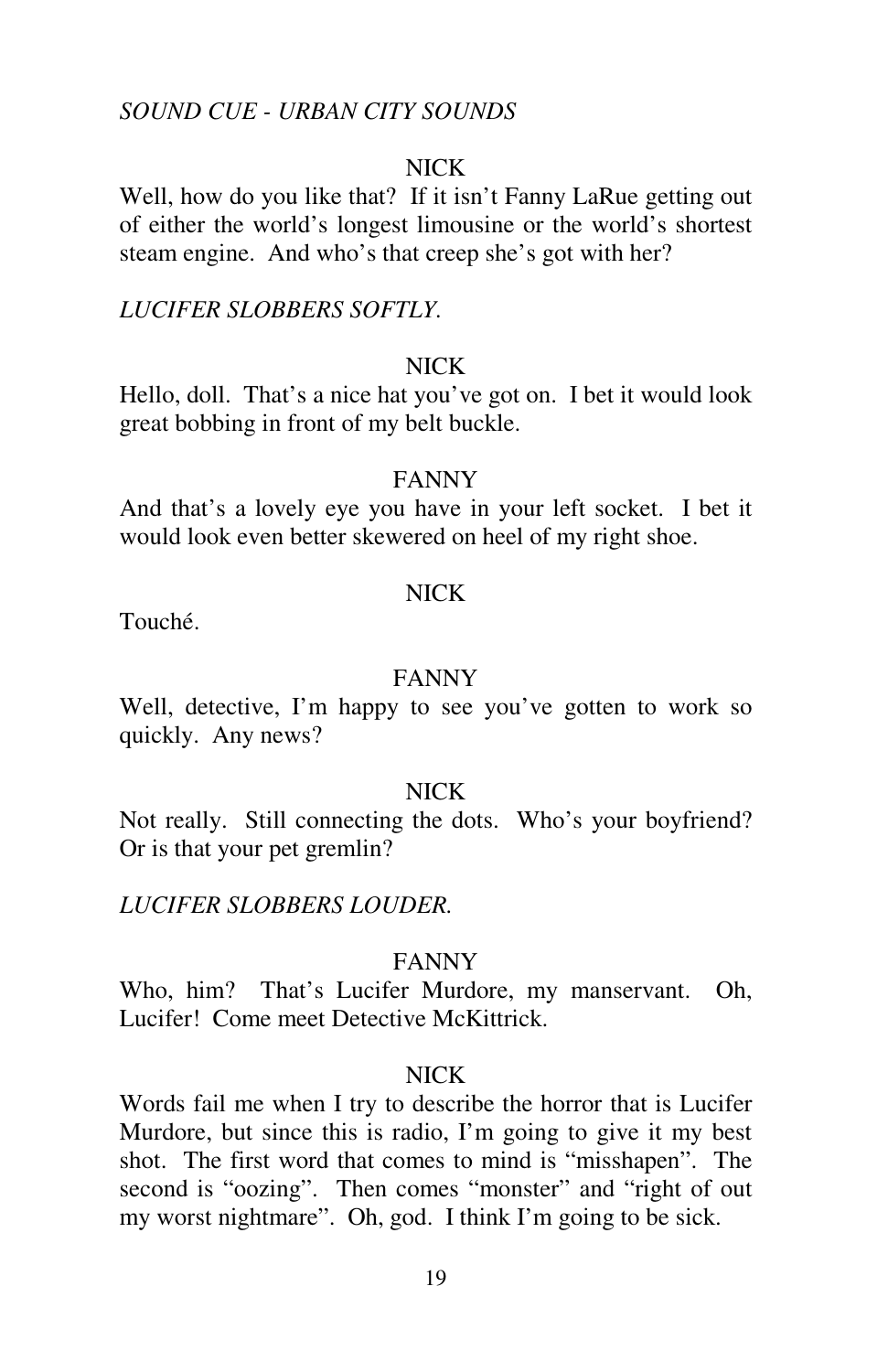*SOUND CUE - URBAN CITY SOUNDS*

NICK

Well, how do you like that? If it isn't Fanny LaRue getting out of either the world's longest limousine or the world's shortest steam engine. And who's that creep she's got with her?

*LUCIFER SLOBBERS SOFTLY.*

NICK

Hello, doll. That's a nice hat you've got on. I bet it would look great bobbing in front of my belt buckle.

FANNY

And that's a lovely eye you have in your left socket. I bet it would look even better skewered on heel of my right shoe.

NICK

Touché.

FANNY

Well, detective, I'm happy to see you've gotten to work so quickly. Any news?

NICK

Not really. Still connecting the dots. Who's your boyfriend? Or is that your pet gremlin?

*LUCIFER SLOBBERS LOUDER.*

FANNY

Who, him? That's Lucifer Murdore, my manservant. Oh, Lucifer! Come meet Detective McKittrick.

NICK

Words fail me when I try to describe the horror that is Lucifer Murdore, but since this is radio, I'm going to give it my best shot. The first word that comes to mind is "misshapen". The second is "oozing". Then comes "monster" and "right of out my worst nightmare". Oh, god. I think I'm going to be sick.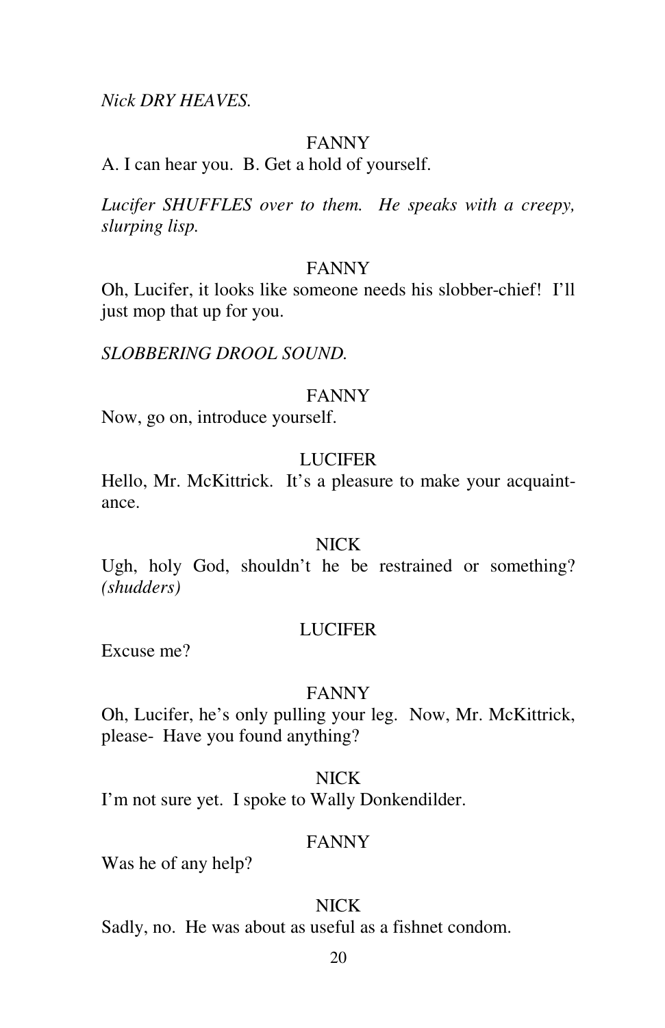*Nick DRY HEAVES.*

FANNY

A. I can hear you.  B. Get a hold of yourself.

*Lucifer SHUFFLES over to them.  He speaks with a creepy, slurping lisp.*

FANNY

Oh, Lucifer, it looks like someone needs his slobber-chief!  I'll just mop that up for you.

*SLOBBERING DROOL SOUND.*

FANNY

Now, go on, introduce yourself.

LUCIFER

Hello, Mr. McKittrick.  It's a pleasure to make your acquaintance.

NICK

Ugh, holy God, shouldn't he be restrained or something? *(shudders)*

LUCIFER

Excuse me?

FANNY

Oh, Lucifer, he's only pulling your leg.  Now, Mr. McKittrick, please-  Have you found anything?

NICK

I'm not sure yet.  I spoke to Wally Donkendilder.

FANNY

Was he of any help?

NICK

Sadly, no.  He was about as useful as a fishnet condom.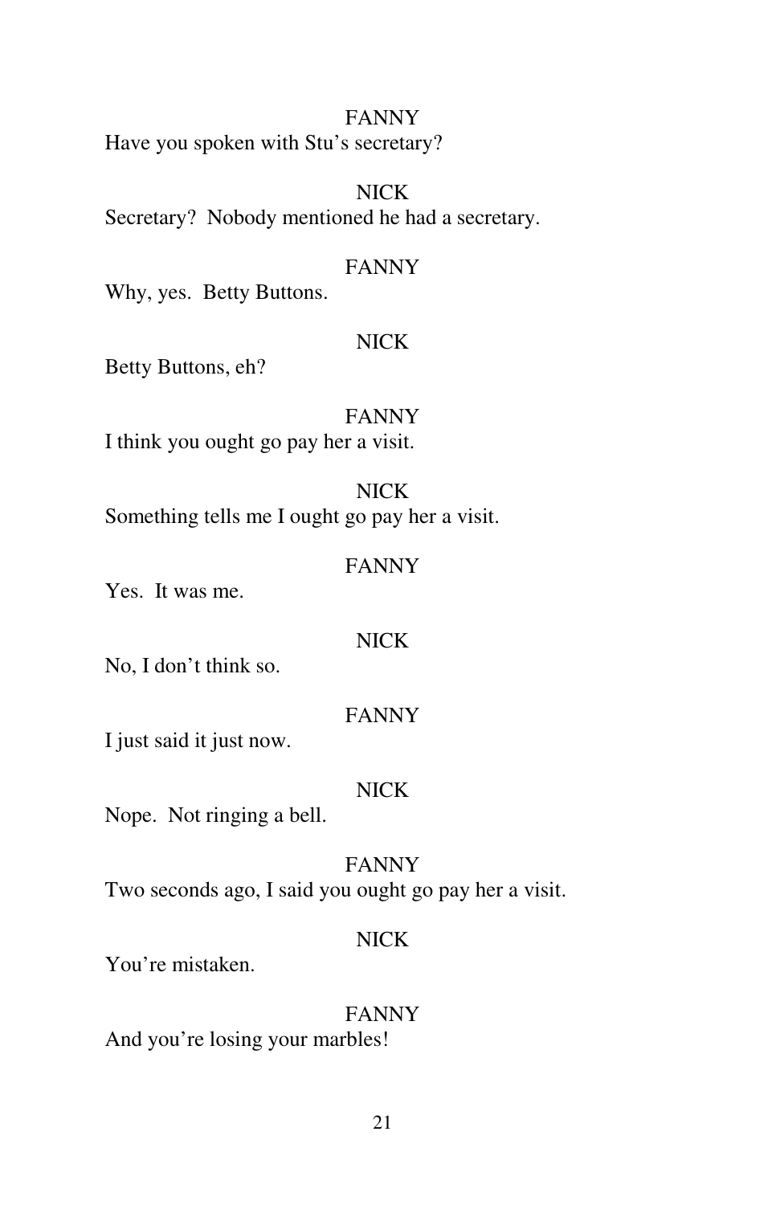FANNY

Have you spoken with Stu's secretary?

NICK

Secretary? Nobody mentioned he had a secretary.

FANNY

Why, yes. Betty Buttons.

NICK

Betty Buttons, eh?

FANNY

I think you ought go pay her a visit.

NICK

Something tells me I ought go pay her a visit.

FANNY

Yes. It was me.

NICK

No, I don't think so.

FANNY

I just said it just now.

NICK

Nope. Not ringing a bell.

FANNY

Two seconds ago, I said you ought go pay her a visit.

NICK

You're mistaken.

FANNY

And you're losing your marbles!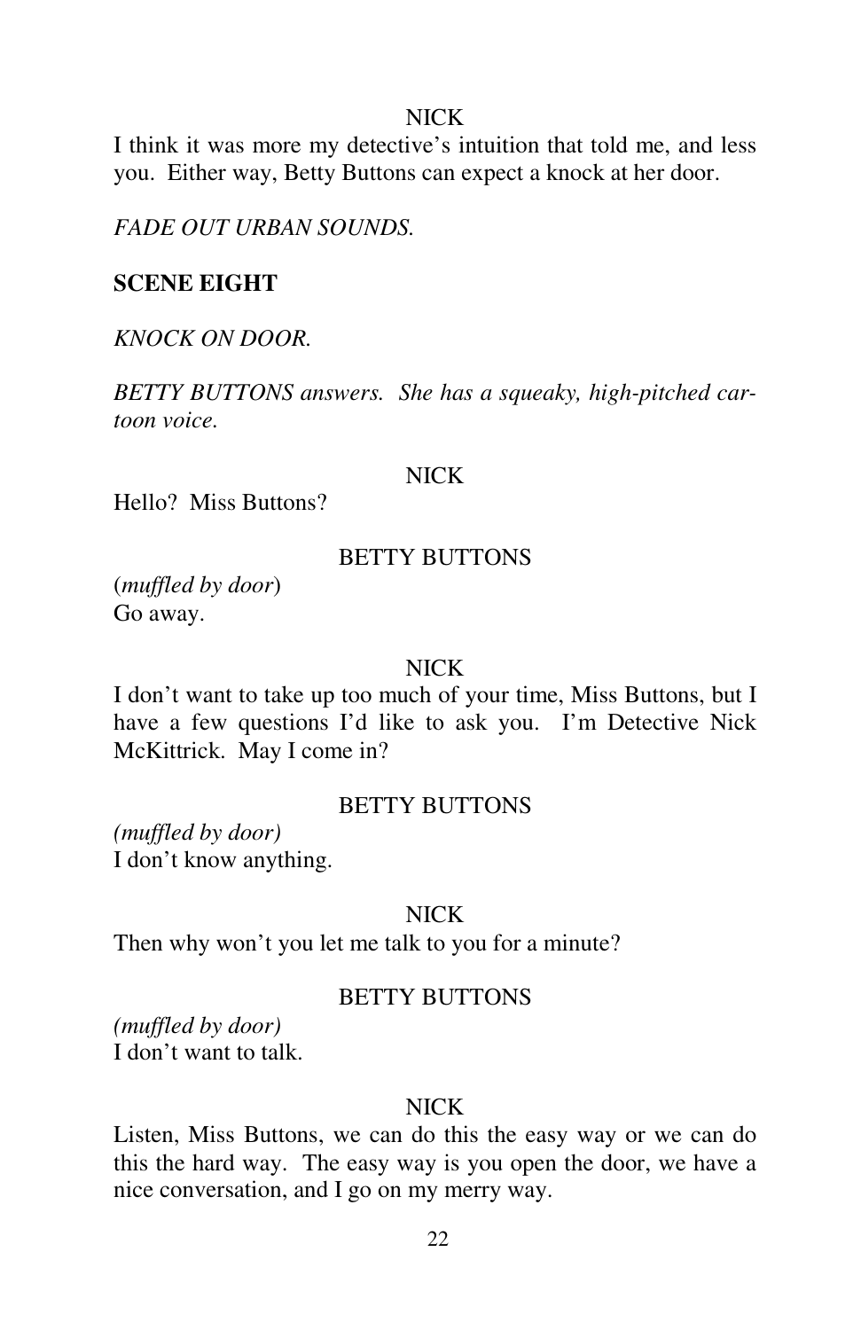NICK

I think it was more my detective's intuition that told me, and less you. Either way, Betty Buttons can expect a knock at her door.

*FADE OUT URBAN SOUNDS.*

**SCENE EIGHT**

*KNOCK ON DOOR.*

*BETTY BUTTONS answers. She has a squeaky, high-pitched cartoon voice.*

NICK

Hello? Miss Buttons?

BETTY BUTTONS

(*muffled by door*)
Go away.

NICK

I don't want to take up too much of your time, Miss Buttons, but I have a few questions I'd like to ask you. I'm Detective Nick McKittrick. May I come in?

BETTY BUTTONS

*(muffled by door)*
I don't know anything.

NICK

Then why won't you let me talk to you for a minute?

BETTY BUTTONS

*(muffled by door)*
I don't want to talk.

NICK

Listen, Miss Buttons, we can do this the easy way or we can do this the hard way. The easy way is you open the door, we have a nice conversation, and I go on my merry way.